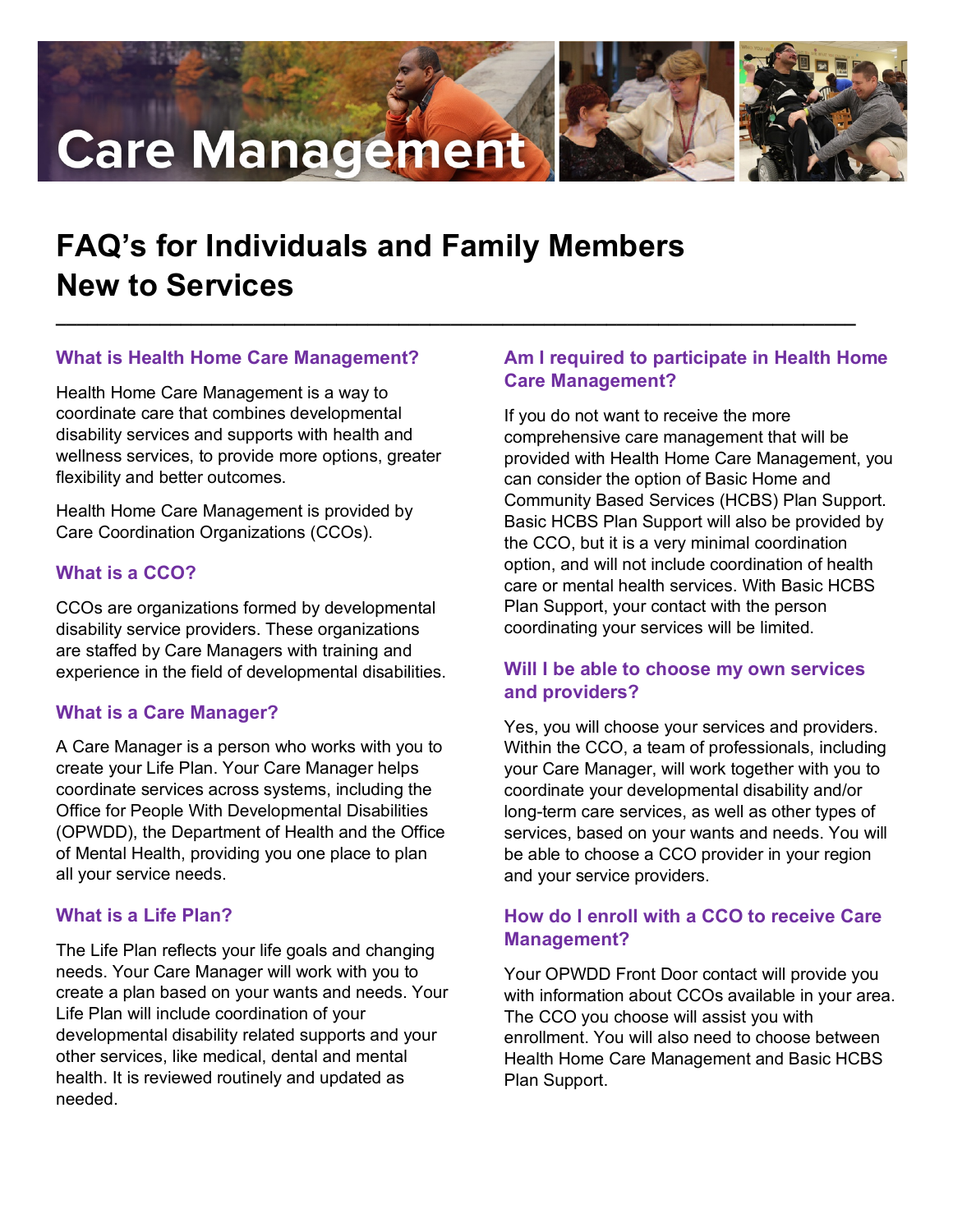# Care Management

## FAQ's for Individuals and Family Members New to Services

### What is Health Home Care Management?

Health Home Care Management is a way to coordinate care that combines developmental disability services and supports with health and wellness services, to provide more options, greater flexibility and better outcomes.

Health Home Care Management is provided by Care Coordination Organizations (CCOs).

### What is a CCO?

CCOs are organizations formed by developmental disability service providers. These organizations are staffed by Care Managers with training and experience in the field of developmental disabilities.

### What is a Care Manager?

A Care Manager is a person who works with you to create your Life Plan. Your Care Manager helps coordinate services across systems, including the Office for People With Developmental Disabilities (OPWDD), the Department of Health and the Office of Mental Health, providing you one place to plan all your service needs.

### What is a Life Plan?

The Life Plan reflects your life goals and changing needs. Your Care Manager will work with you to create a plan based on your wants and needs. Your Life Plan will include coordination of your developmental disability related supports and your other services, like medical, dental and mental health. It is reviewed routinely and updated as needed.

### Am I required to participate in Health Home Care Management?

If you do not want to receive the more comprehensive care management that will be provided with Health Home Care Management, you can consider the option of Basic Home and Community Based Services (HCBS) Plan Support. Basic HCBS Plan Support will also be provided by the CCO, but it is a very minimal coordination option, and will not include coordination of health care or mental health services. With Basic HCBS Plan Support, your contact with the person coordinating your services will be limited.

### Will I be able to choose my own services and providers?

Yes, you will choose your services and providers. Within the CCO, a team of professionals, including your Care Manager, will work together with you to coordinate your developmental disability and/or long-term care services, as well as other types of services, based on your wants and needs. You will be able to choose a CCO provider in your region and your service providers.

### How do I enroll with a CCO to receive Care Management?

Your OPWDD Front Door contact will provide you with information about CCOs available in your area. The CCO you choose will assist you with enrollment. You will also need to choose between Health Home Care Management and Basic HCBS Plan Support.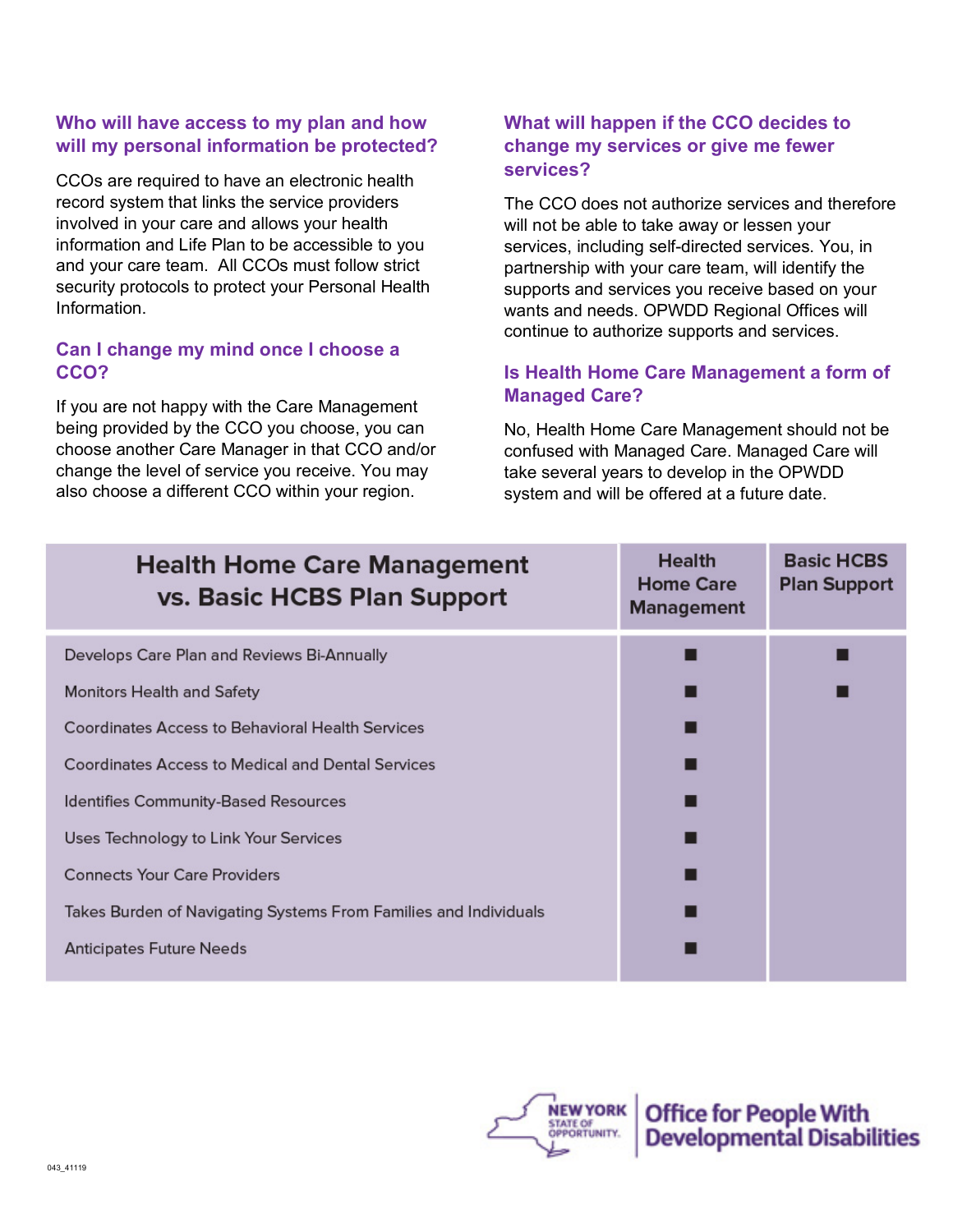### Who will have access to my plan and how will my personal information be protected?

CCOs are required to have an electronic health record system that links the service providers involved in your care and allows your health information and Life Plan to be accessible to you and your care team. All CCOs must follow strict security protocols to protect your Personal Health Information.

### Can I change my mind once I choose a CCO?

If you are not happy with the Care Management being provided by the CCO you choose, you can choose another Care Manager in that CCO and/or change the level of service you receive. You may also choose a different CCO within your region.

### What will happen if the CCO decides to change my services or give me fewer services?

The CCO does not authorize services and therefore will not be able to take away or lessen your services, including self-directed services. You, in partnership with your care team, will identify the supports and services you receive based on your wants and needs. OPWDD Regional Offices will continue to authorize supports and services.

### Is Health Home Care Management a form of Managed Care?

No, Health Home Care Management should not be confused with Managed Care. Managed Care will take several years to develop in the OPWDD system and will be offered at a future date.

| Health Home Care Management vs. Basic HCBS Plan Support | Health Home Care Management | Basic HCBS Plan Support |
|---|---|---|
| Develops Care Plan and Reviews Bi-Annually | ■ | ■ |
| Monitors Health and Safety | ■ | ■ |
| Coordinates Access to Behavioral Health Services | ■ | |
| Coordinates Access to Medical and Dental Services | ■ | |
| Identifies Community-Based Resources | ■ | |
| Uses Technology to Link Your Services | ■ | |
| Connects Your Care Providers | ■ | |
| Takes Burden of Navigating Systems From Families and Individuals | ■ | |
| Anticipates Future Needs | ■ | |

NEW YORK STATE OF OPPORTUNITY. | Office for People With Developmental Disabilities

043_41119